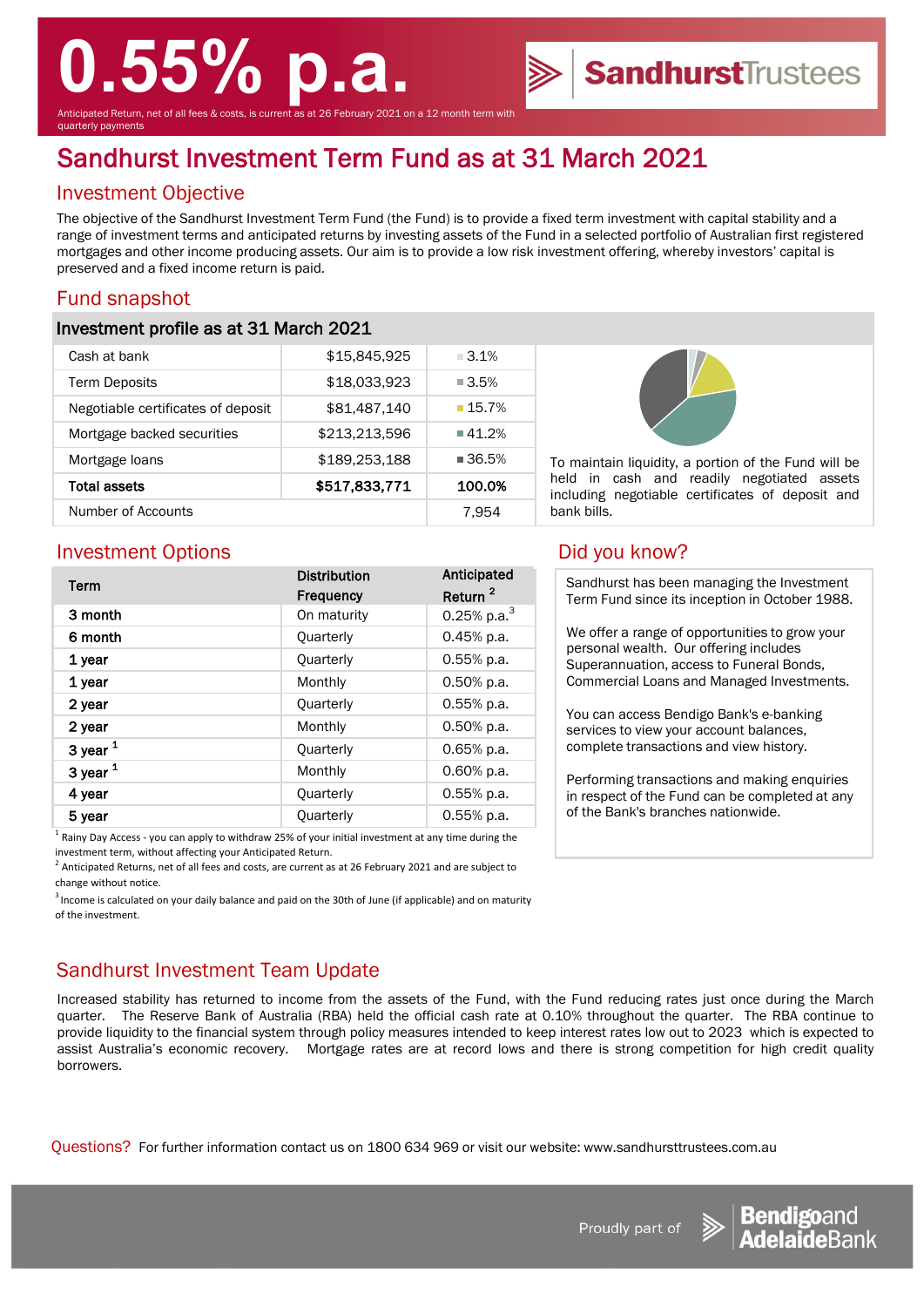# 0.55% p.a.

Anticipated Return, net of all fees & costs, is current as at 26 February 2021 on a 12 month term with quarterly payments

SandhurstTrustees

# Sandhurst Investment Term Fund as at 31 March 2021

## Investment Objective

The objective of the Sandhurst Investment Term Fund (the Fund) is to provide a fixed term investment with capital stability and a range of investment terms and anticipated returns by investing assets of the Fund in a selected portfolio of Australian first registered mortgages and other income producing assets. Our aim is to provide a low risk investment offering, whereby investors' capital is preserved and a fixed income return is paid.

## Fund snapshot

### Investment profile as at 31 March 2021

| | | |
|---|---|---|
| Cash at bank | $15,845,925 | 3.1% |
| Term Deposits | $18,033,923 | 3.5% |
| Negotiable certificates of deposit | $81,487,140 | 15.7% |
| Mortgage backed securities | $213,213,596 | 41.2% |
| Mortgage loans | $189,253,188 | 36.5% |
| **Total assets** | **$517,833,771** | **100.0%** |
| Number of Accounts | | 7,954 |

To maintain liquidity, a portion of the Fund will be held in cash and readily negotiated assets including negotiable certificates of deposit and bank bills.

## Investment Options

| Term | Distribution Frequency | Anticipated Return [2] |
|---|---|---|
| **3 month** | On maturity | 0.25% p.a.[3] |
| **6 month** | Quarterly | 0.45% p.a. |
| **1 year** | Quarterly | 0.55% p.a. |
| **1 year** | Monthly | 0.50% p.a. |
| **2 year** | Quarterly | 0.55% p.a. |
| **2 year** | Monthly | 0.50% p.a. |
| **3 year [1]** | Quarterly | 0.65% p.a. |
| **3 year [1]** | Monthly | 0.60% p.a. |
| **4 year** | Quarterly | 0.55% p.a. |
| **5 year** | Quarterly | 0.55% p.a. |

[1] Rainy Day Access - you can apply to withdraw 25% of your initial investment at any time during the investment term, without affecting your Anticipated Return.

[2] Anticipated Returns, net of all fees and costs, are current as at 26 February 2021 and are subject to change without notice.

[3] Income is calculated on your daily balance and paid on the 30th of June (if applicable) and on maturity of the investment.

## Did you know?

Sandhurst has been managing the Investment Term Fund since its inception in October 1988.

We offer a range of opportunities to grow your personal wealth. Our offering includes Superannuation, access to Funeral Bonds, Commercial Loans and Managed Investments.

You can access Bendigo Bank's e-banking services to view your account balances, complete transactions and view history.

Performing transactions and making enquiries in respect of the Fund can be completed at any of the Bank's branches nationwide.

## Sandhurst Investment Team Update

Increased stability has returned to income from the assets of the Fund, with the Fund reducing rates just once during the March quarter. The Reserve Bank of Australia (RBA) held the official cash rate at 0.10% throughout the quarter. The RBA continue to provide liquidity to the financial system through policy measures intended to keep interest rates low out to 2023 which is expected to assist Australia's economic recovery. Mortgage rates are at record lows and there is strong competition for high credit quality borrowers.

Questions? For further information contact us on 1800 634 969 or visit our website: www.sandhursttrustees.com.au

Proudly part of Bendigo and Adelaide Bank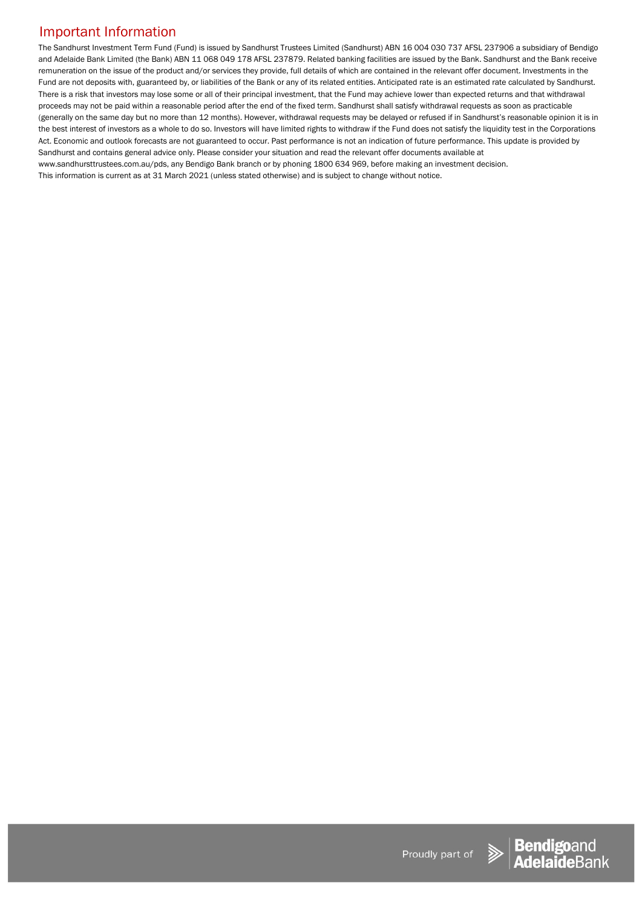## Important Information

The Sandhurst Investment Term Fund (Fund) is issued by Sandhurst Trustees Limited (Sandhurst) ABN 16 004 030 737 AFSL 237906 a subsidiary of Bendigo and Adelaide Bank Limited (the Bank) ABN 11 068 049 178 AFSL 237879. Related banking facilities are issued by the Bank. Sandhurst and the Bank receive remuneration on the issue of the product and/or services they provide, full details of which are contained in the relevant offer document. Investments in the Fund are not deposits with, guaranteed by, or liabilities of the Bank or any of its related entities. Anticipated rate is an estimated rate calculated by Sandhurst. There is a risk that investors may lose some or all of their principal investment, that the Fund may achieve lower than expected returns and that withdrawal proceeds may not be paid within a reasonable period after the end of the fixed term. Sandhurst shall satisfy withdrawal requests as soon as practicable (generally on the same day but no more than 12 months). However, withdrawal requests may be delayed or refused if in Sandhurst's reasonable opinion it is in the best interest of investors as a whole to do so. Investors will have limited rights to withdraw if the Fund does not satisfy the liquidity test in the Corporations Act. Economic and outlook forecasts are not guaranteed to occur. Past performance is not an indication of future performance. This update is provided by Sandhurst and contains general advice only. Please consider your situation and read the relevant offer documents available at www.sandhursttrustees.com.au/pds, any Bendigo Bank branch or by phoning 1800 634 969, before making an investment decision.
This information is current as at 31 March 2021 (unless stated otherwise) and is subject to change without notice.

Proudly part of Bendigo and Adelaide Bank